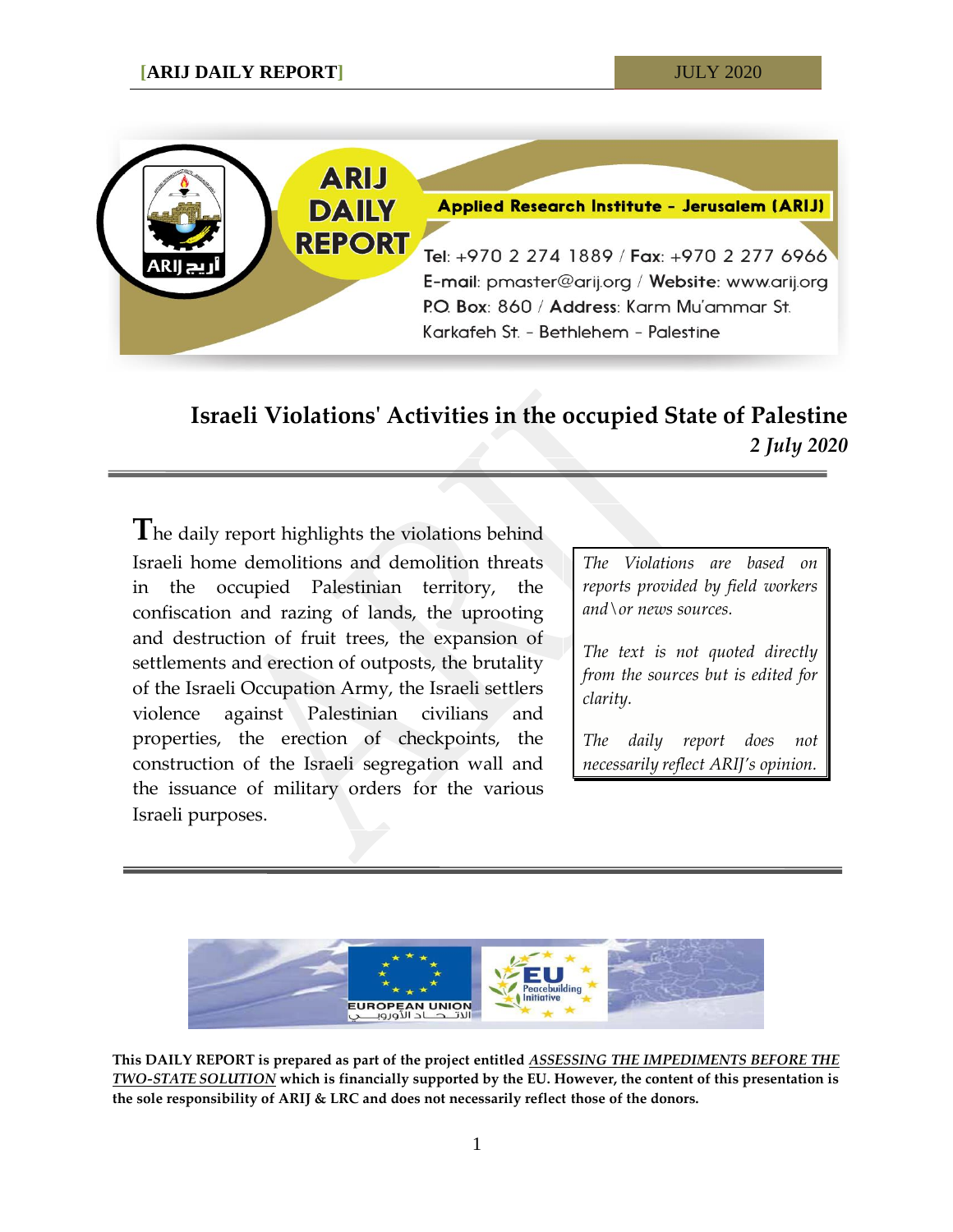**Applied Research Institute - Jerusalem (ARIJ)**

Tel: +970 2 274 1889 / Fax: +970 2 277 6966
E-mail: pmaster@arij.org / Website: www.arij.org
P.O. Box: 860 / Address: Karm Mu'ammar St.
Karkafeh St. - Bethlehem - Palestine

# Israeli Violations' Activities in the occupied State of Palestine

***2 July 2020***

The daily report highlights the violations behind Israeli home demolitions and demolition threats in the occupied Palestinian territory, the confiscation and razing of lands, the uprooting and destruction of fruit trees, the expansion of settlements and erection of outposts, the brutality of the Israeli Occupation Army, the Israeli settlers violence against Palestinian civilians and properties, the erection of checkpoints, the construction of the Israeli segregation wall and the issuance of military orders for the various Israeli purposes.

*The Violations are based on reports provided by field workers and\or news sources.*

*The text is not quoted directly from the sources but is edited for clarity.*

*The daily report does not necessarily reflect ARIJ's opinion.*

**This DAILY REPORT is prepared as part of the project entitled *ASSESSING THE IMPEDIMENTS BEFORE THE TWO-STATE SOLUTION* which is financially supported by the EU. However, the content of this presentation is the sole responsibility of ARIJ & LRC and does not necessarily reflect those of the donors.**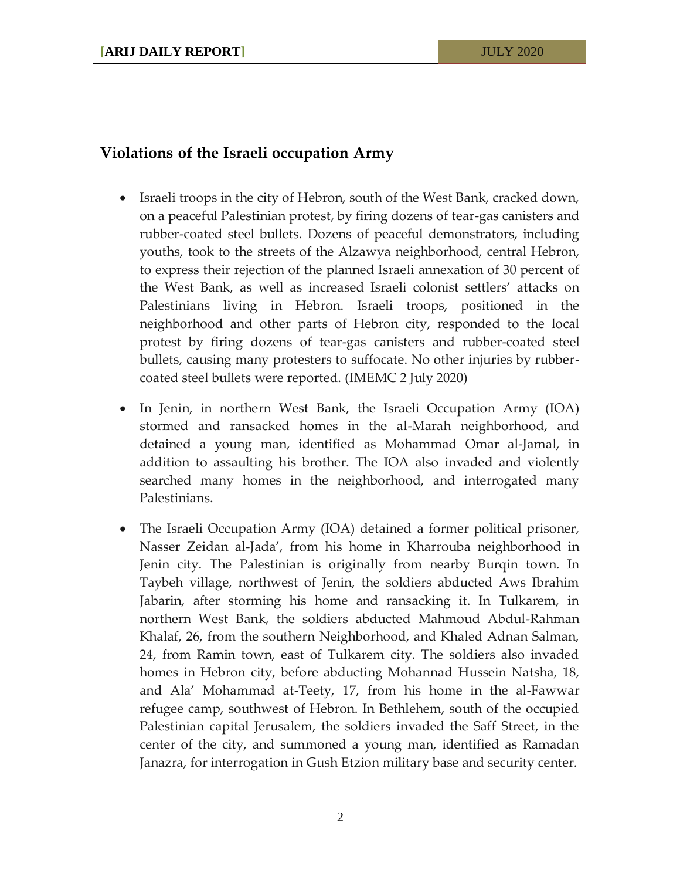## Violations of the Israeli occupation Army

- Israeli troops in the city of Hebron, south of the West Bank, cracked down, on a peaceful Palestinian protest, by firing dozens of tear-gas canisters and rubber-coated steel bullets. Dozens of peaceful demonstrators, including youths, took to the streets of the Alzawya neighborhood, central Hebron, to express their rejection of the planned Israeli annexation of 30 percent of the West Bank, as well as increased Israeli colonist settlers' attacks on Palestinians living in Hebron. Israeli troops, positioned in the neighborhood and other parts of Hebron city, responded to the local protest by firing dozens of tear-gas canisters and rubber-coated steel bullets, causing many protesters to suffocate. No other injuries by rubber-coated steel bullets were reported. (IMEMC 2 July 2020)
- In Jenin, in northern West Bank, the Israeli Occupation Army (IOA) stormed and ransacked homes in the al-Marah neighborhood, and detained a young man, identified as Mohammad Omar al-Jamal, in addition to assaulting his brother. The IOA also invaded and violently searched many homes in the neighborhood, and interrogated many Palestinians.
- The Israeli Occupation Army (IOA) detained a former political prisoner, Nasser Zeidan al-Jada', from his home in Kharrouba neighborhood in Jenin city. The Palestinian is originally from nearby Burqin town. In Taybeh village, northwest of Jenin, the soldiers abducted Aws Ibrahim Jabarin, after storming his home and ransacking it. In Tulkarem, in northern West Bank, the soldiers abducted Mahmoud Abdul-Rahman Khalaf, 26, from the southern Neighborhood, and Khaled Adnan Salman, 24, from Ramin town, east of Tulkarem city. The soldiers also invaded homes in Hebron city, before abducting Mohannad Hussein Natsha, 18, and Ala' Mohammad at-Teety, 17, from his home in the al-Fawwar refugee camp, southwest of Hebron. In Bethlehem, south of the occupied Palestinian capital Jerusalem, the soldiers invaded the Saff Street, in the center of the city, and summoned a young man, identified as Ramadan Janazra, for interrogation in Gush Etzion military base and security center.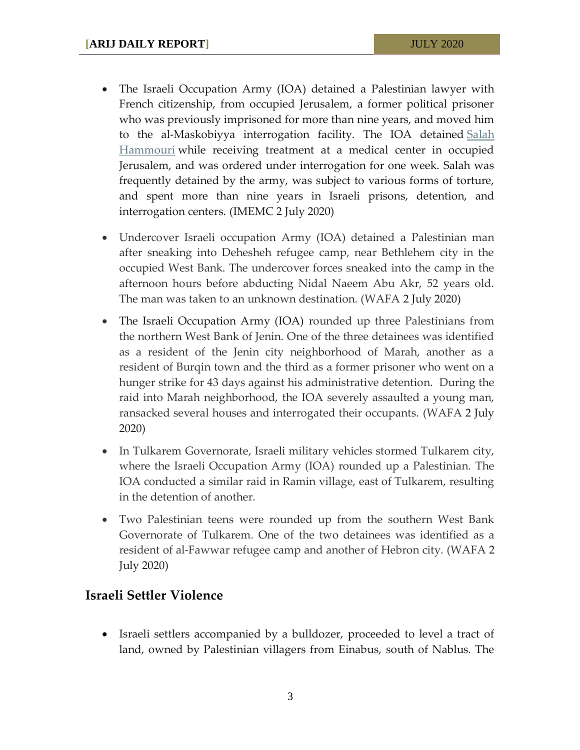- The Israeli Occupation Army (IOA) detained a Palestinian lawyer with French citizenship, from occupied Jerusalem, a former political prisoner who was previously imprisoned for more than nine years, and moved him to the al-Maskobiyya interrogation facility. The IOA detained Salah Hammouri while receiving treatment at a medical center in occupied Jerusalem, and was ordered under interrogation for one week. Salah was frequently detained by the army, was subject to various forms of torture, and spent more than nine years in Israeli prisons, detention, and interrogation centers. (IMEMC 2 July 2020)

- Undercover Israeli occupation Army (IOA) detained a Palestinian man after sneaking into Dehesheh refugee camp, near Bethlehem city in the occupied West Bank. The undercover forces sneaked into the camp in the afternoon hours before abducting Nidal Naeem Abu Akr, 52 years old. The man was taken to an unknown destination. (WAFA 2 July 2020)

- The Israeli Occupation Army (IOA) rounded up three Palestinians from the northern West Bank of Jenin. One of the three detainees was identified as a resident of the Jenin city neighborhood of Marah, another as a resident of Burqin town and the third as a former prisoner who went on a hunger strike for 43 days against his administrative detention. During the raid into Marah neighborhood, the IOA severely assaulted a young man, ransacked several houses and interrogated their occupants. (WAFA 2 July 2020)

- In Tulkarem Governorate, Israeli military vehicles stormed Tulkarem city, where the Israeli Occupation Army (IOA) rounded up a Palestinian. The IOA conducted a similar raid in Ramin village, east of Tulkarem, resulting in the detention of another.

- Two Palestinian teens were rounded up from the southern West Bank Governorate of Tulkarem. One of the two detainees was identified as a resident of al-Fawwar refugee camp and another of Hebron city. (WAFA 2 July 2020)

## Israeli Settler Violence

- Israeli settlers accompanied by a bulldozer, proceeded to level a tract of land, owned by Palestinian villagers from Einabus, south of Nablus. The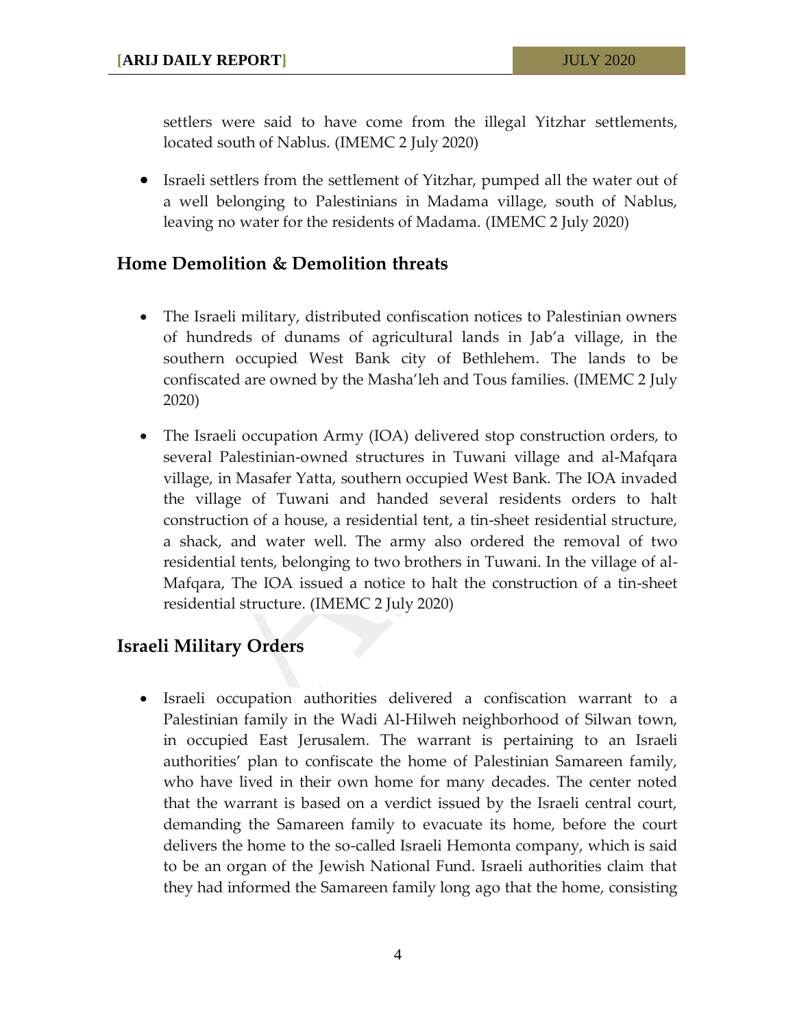settlers were said to have come from the illegal Yitzhar settlements, located south of Nablus. (IMEMC 2 July 2020)

- Israeli settlers from the settlement of Yitzhar, pumped all the water out of a well belonging to Palestinians in Madama village, south of Nablus, leaving no water for the residents of Madama. (IMEMC 2 July 2020)

## Home Demolition & Demolition threats

- The Israeli military, distributed confiscation notices to Palestinian owners of hundreds of dunams of agricultural lands in Jab'a village, in the southern occupied West Bank city of Bethlehem. The lands to be confiscated are owned by the Masha'leh and Tous families. (IMEMC 2 July 2020)

- The Israeli occupation Army (IOA) delivered stop construction orders, to several Palestinian-owned structures in Tuwani village and al-Mafqara village, in Masafer Yatta, southern occupied West Bank. The IOA invaded the village of Tuwani and handed several residents orders to halt construction of a house, a residential tent, a tin-sheet residential structure, a shack, and water well. The army also ordered the removal of two residential tents, belonging to two brothers in Tuwani. In the village of al-Mafqara, The IOA issued a notice to halt the construction of a tin-sheet residential structure. (IMEMC 2 July 2020)

## Israeli Military Orders

- Israeli occupation authorities delivered a confiscation warrant to a Palestinian family in the Wadi Al-Hilweh neighborhood of Silwan town, in occupied East Jerusalem. The warrant is pertaining to an Israeli authorities' plan to confiscate the home of Palestinian Samareen family, who have lived in their own home for many decades. The center noted that the warrant is based on a verdict issued by the Israeli central court, demanding the Samareen family to evacuate its home, before the court delivers the home to the so-called Israeli Hemonta company, which is said to be an organ of the Jewish National Fund. Israeli authorities claim that they had informed the Samareen family long ago that the home, consisting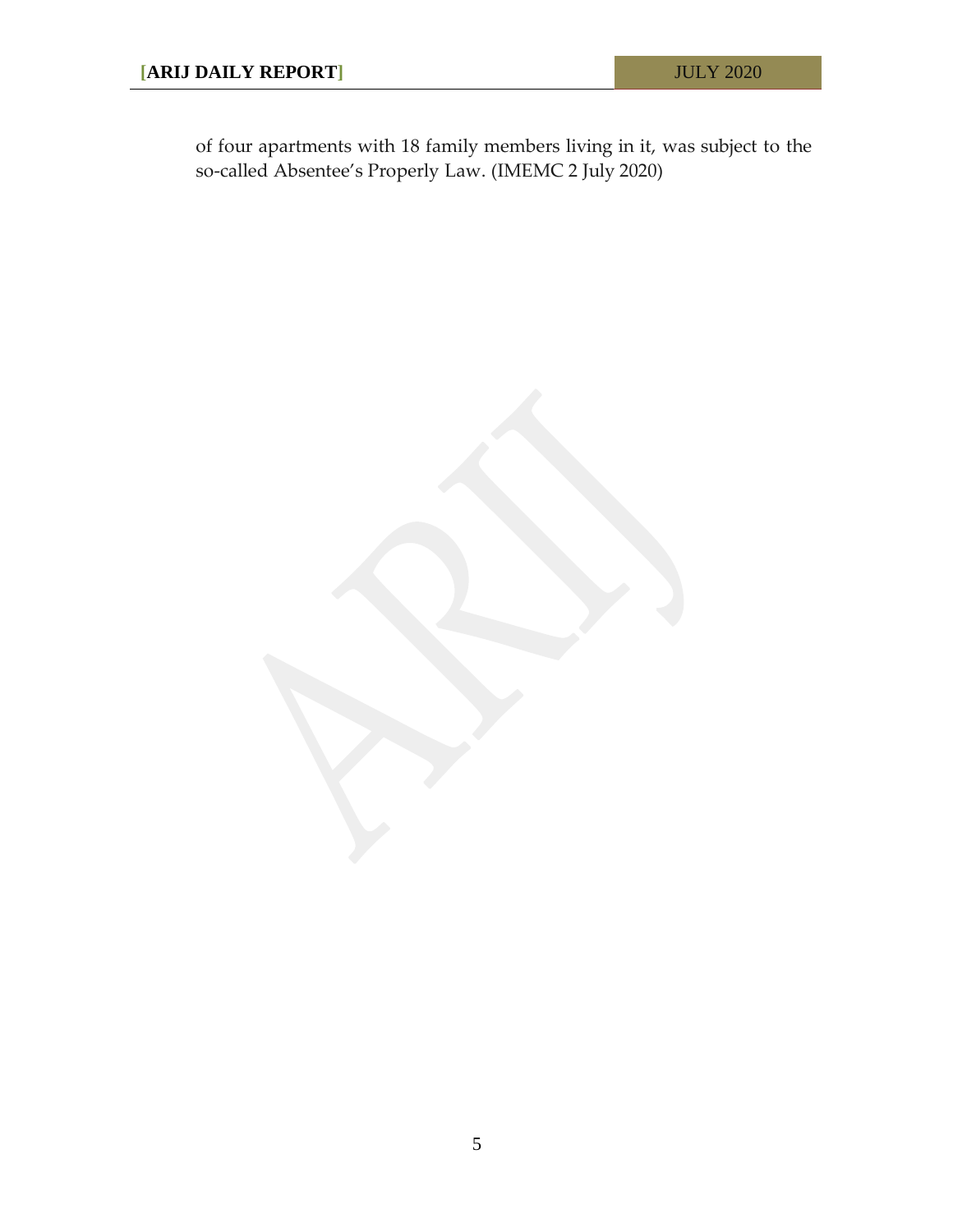of four apartments with 18 family members living in it, was subject to the so-called Absentee's Properly Law. (IMEMC 2 July 2020)